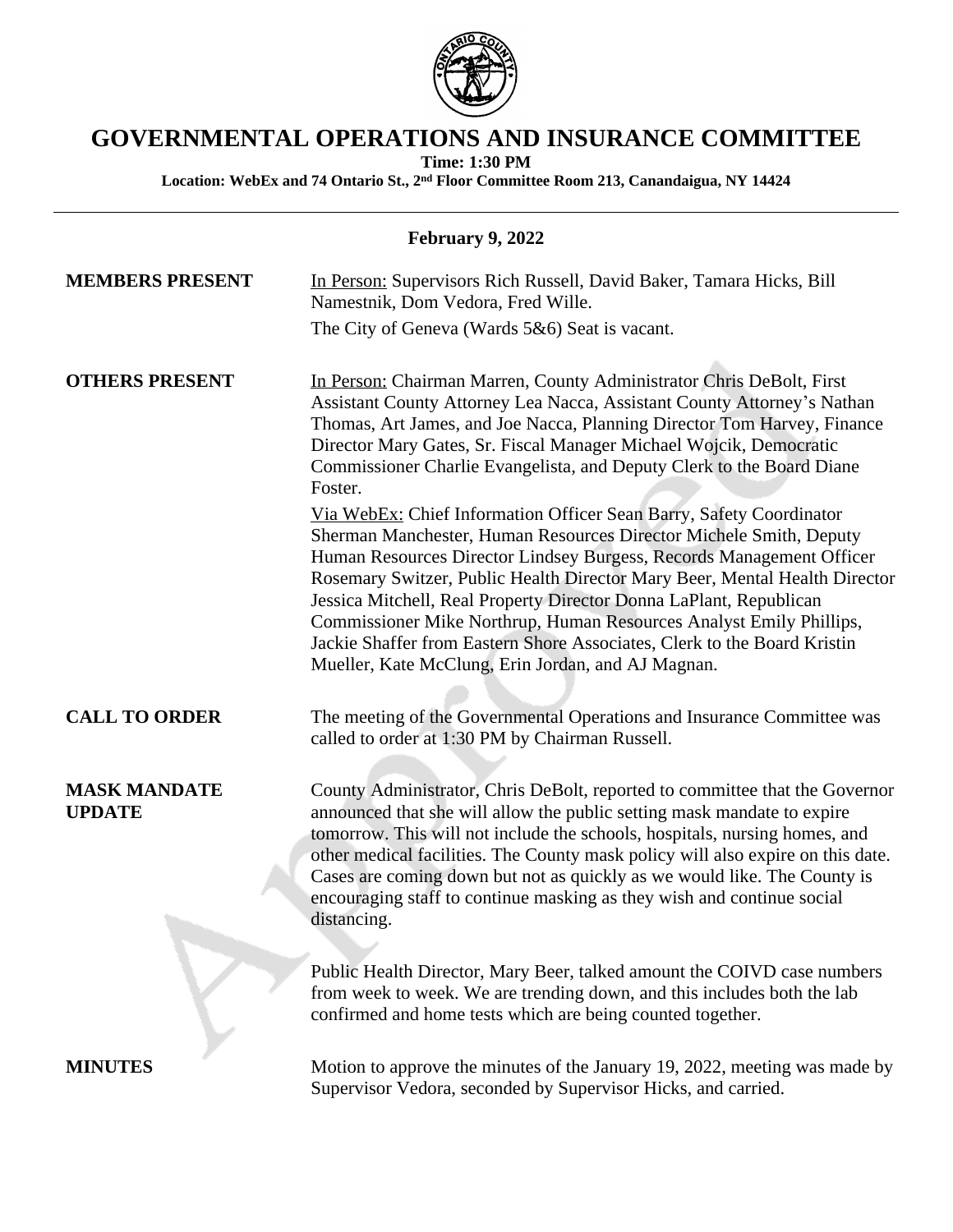# GOVERNMENTAL OPERATIONS AND INSURANCE COMMITTEE

**Time: 1:30 PM**

**Location: WebEx and 74 Ontario St., 2nd Floor Committee Room 213, Canandaigua, NY 14424**

---

**February 9, 2022**

**MEMBERS PRESENT**

In Person: Supervisors Rich Russell, David Baker, Tamara Hicks, Bill Namestnik, Dom Vedora, Fred Wille.

The City of Geneva (Wards 5&6) Seat is vacant.

**OTHERS PRESENT**

In Person: Chairman Marren, County Administrator Chris DeBolt, First Assistant County Attorney Lea Nacca, Assistant County Attorney's Nathan Thomas, Art James, and Joe Nacca, Planning Director Tom Harvey, Finance Director Mary Gates, Sr. Fiscal Manager Michael Wojcik, Democratic Commissioner Charlie Evangelista, and Deputy Clerk to the Board Diane Foster.

Via WebEx: Chief Information Officer Sean Barry, Safety Coordinator Sherman Manchester, Human Resources Director Michele Smith, Deputy Human Resources Director Lindsey Burgess, Records Management Officer Rosemary Switzer, Public Health Director Mary Beer, Mental Health Director Jessica Mitchell, Real Property Director Donna LaPlant, Republican Commissioner Mike Northrup, Human Resources Analyst Emily Phillips, Jackie Shaffer from Eastern Shore Associates, Clerk to the Board Kristin Mueller, Kate McClung, Erin Jordan, and AJ Magnan.

**CALL TO ORDER**

The meeting of the Governmental Operations and Insurance Committee was called to order at 1:30 PM by Chairman Russell.

**MASK MANDATE UPDATE**

County Administrator, Chris DeBolt, reported to committee that the Governor announced that she will allow the public setting mask mandate to expire tomorrow. This will not include the schools, hospitals, nursing homes, and other medical facilities. The County mask policy will also expire on this date. Cases are coming down but not as quickly as we would like. The County is encouraging staff to continue masking as they wish and continue social distancing.

Public Health Director, Mary Beer, talked amount the COIVD case numbers from week to week. We are trending down, and this includes both the lab confirmed and home tests which are being counted together.

**MINUTES**

Motion to approve the minutes of the January 19, 2022, meeting was made by Supervisor Vedora, seconded by Supervisor Hicks, and carried.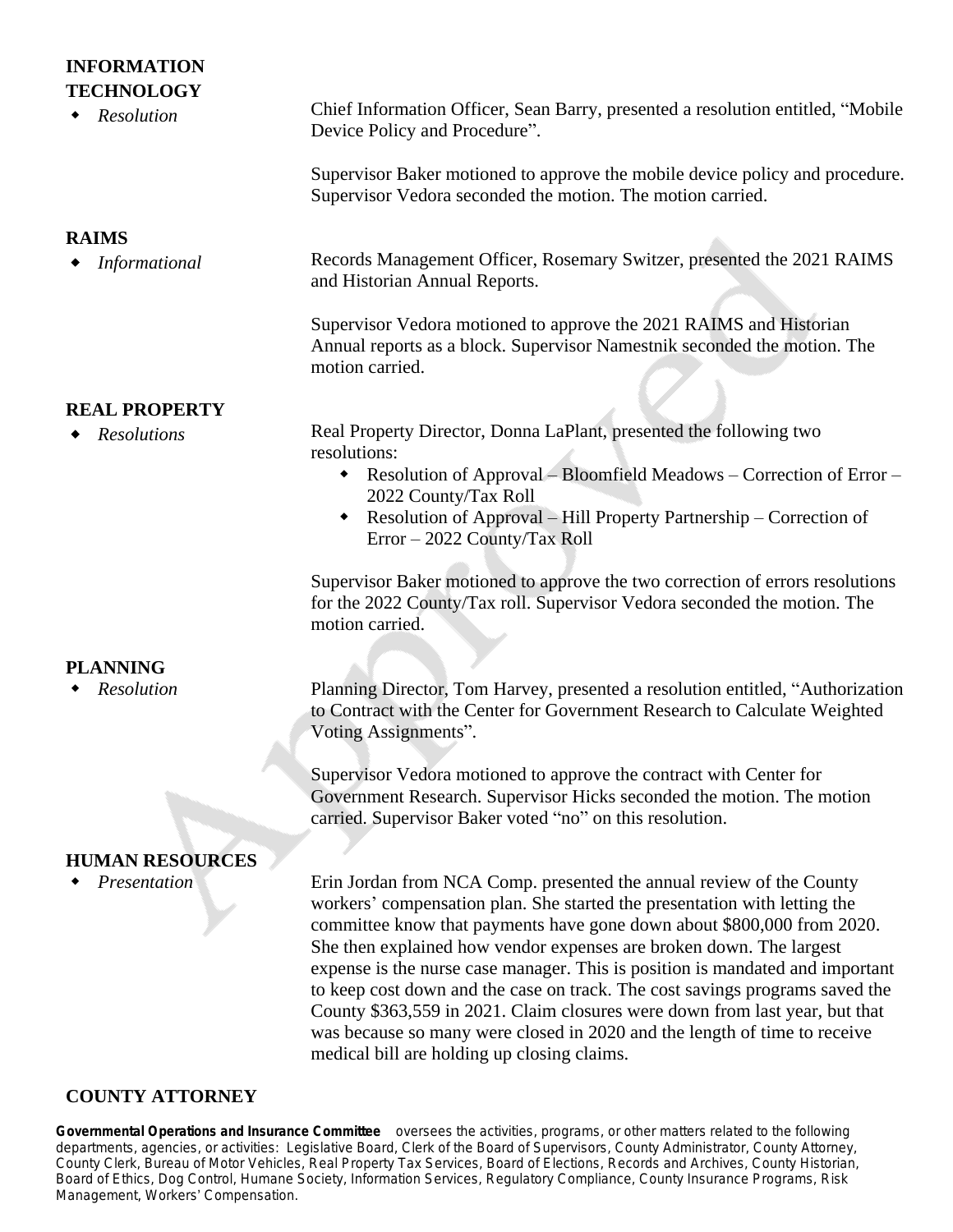## INFORMATION TECHNOLOGY

- *Resolution*

Chief Information Officer, Sean Barry, presented a resolution entitled, "Mobile Device Policy and Procedure".

Supervisor Baker motioned to approve the mobile device policy and procedure. Supervisor Vedora seconded the motion. The motion carried.

## RAIMS

- *Informational*

Records Management Officer, Rosemary Switzer, presented the 2021 RAIMS and Historian Annual Reports.

Supervisor Vedora motioned to approve the 2021 RAIMS and Historian Annual reports as a block. Supervisor Namestnik seconded the motion. The motion carried.

## REAL PROPERTY

- *Resolutions*

Real Property Director, Donna LaPlant, presented the following two resolutions:

- Resolution of Approval – Bloomfield Meadows – Correction of Error – 2022 County/Tax Roll
- Resolution of Approval – Hill Property Partnership – Correction of Error – 2022 County/Tax Roll

Supervisor Baker motioned to approve the two correction of errors resolutions for the 2022 County/Tax roll. Supervisor Vedora seconded the motion. The motion carried.

## PLANNING

- *Resolution*

Planning Director, Tom Harvey, presented a resolution entitled, "Authorization to Contract with the Center for Government Research to Calculate Weighted Voting Assignments".

Supervisor Vedora motioned to approve the contract with Center for Government Research. Supervisor Hicks seconded the motion. The motion carried. Supervisor Baker voted "no" on this resolution.

## HUMAN RESOURCES

- *Presentation*

Erin Jordan from NCA Comp. presented the annual review of the County workers' compensation plan. She started the presentation with letting the committee know that payments have gone down about $800,000 from 2020. She then explained how vendor expenses are broken down. The largest expense is the nurse case manager. This is position is mandated and important to keep cost down and the case on track. The cost savings programs saved the County $363,559 in 2021. Claim closures were down from last year, but that was because so many were closed in 2020 and the length of time to receive medical bill are holding up closing claims.

## COUNTY ATTORNEY

**Governmental Operations and Insurance Committee** oversees the activities, programs, or other matters related to the following departments, agencies, or activities: Legislative Board, Clerk of the Board of Supervisors, County Administrator, County Attorney, County Clerk, Bureau of Motor Vehicles, Real Property Tax Services, Board of Elections, Records and Archives, County Historian, Board of Ethics, Dog Control, Humane Society, Information Services, Regulatory Compliance, County Insurance Programs, Risk Management, Workers' Compensation.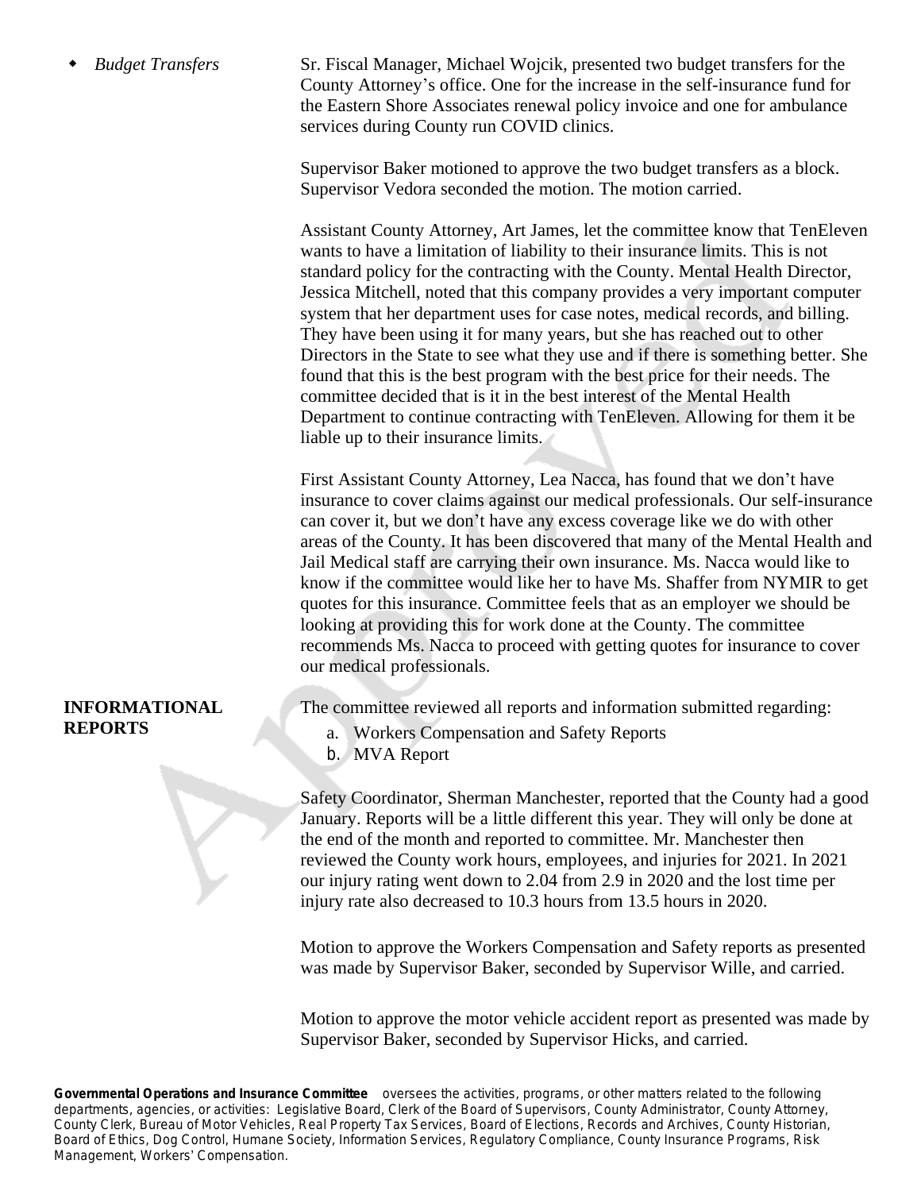- *Budget Transfers*

Sr. Fiscal Manager, Michael Wojcik, presented two budget transfers for the County Attorney's office. One for the increase in the self-insurance fund for the Eastern Shore Associates renewal policy invoice and one for ambulance services during County run COVID clinics.

Supervisor Baker motioned to approve the two budget transfers as a block. Supervisor Vedora seconded the motion. The motion carried.

Assistant County Attorney, Art James, let the committee know that TenEleven wants to have a limitation of liability to their insurance limits. This is not standard policy for the contracting with the County. Mental Health Director, Jessica Mitchell, noted that this company provides a very important computer system that her department uses for case notes, medical records, and billing. They have been using it for many years, but she has reached out to other Directors in the State to see what they use and if there is something better. She found that this is the best program with the best price for their needs. The committee decided that is it in the best interest of the Mental Health Department to continue contracting with TenEleven. Allowing for them it be liable up to their insurance limits.

First Assistant County Attorney, Lea Nacca, has found that we don't have insurance to cover claims against our medical professionals. Our self-insurance can cover it, but we don't have any excess coverage like we do with other areas of the County. It has been discovered that many of the Mental Health and Jail Medical staff are carrying their own insurance. Ms. Nacca would like to know if the committee would like her to have Ms. Shaffer from NYMIR to get quotes for this insurance. Committee feels that as an employer we should be looking at providing this for work done at the County. The committee recommends Ms. Nacca to proceed with getting quotes for insurance to cover our medical professionals.

**INFORMATIONAL REPORTS**

The committee reviewed all reports and information submitted regarding:

a. Workers Compensation and Safety Reports
b. MVA Report

Safety Coordinator, Sherman Manchester, reported that the County had a good January. Reports will be a little different this year. They will only be done at the end of the month and reported to committee. Mr. Manchester then reviewed the County work hours, employees, and injuries for 2021. In 2021 our injury rating went down to 2.04 from 2.9 in 2020 and the lost time per injury rate also decreased to 10.3 hours from 13.5 hours in 2020.

Motion to approve the Workers Compensation and Safety reports as presented was made by Supervisor Baker, seconded by Supervisor Wille, and carried.

Motion to approve the motor vehicle accident report as presented was made by Supervisor Baker, seconded by Supervisor Hicks, and carried.

**Governmental Operations and Insurance Committee** oversees the activities, programs, or other matters related to the following departments, agencies, or activities: Legislative Board, Clerk of the Board of Supervisors, County Administrator, County Attorney, County Clerk, Bureau of Motor Vehicles, Real Property Tax Services, Board of Elections, Records and Archives, County Historian, Board of Ethics, Dog Control, Humane Society, Information Services, Regulatory Compliance, County Insurance Programs, Risk Management, Workers' Compensation.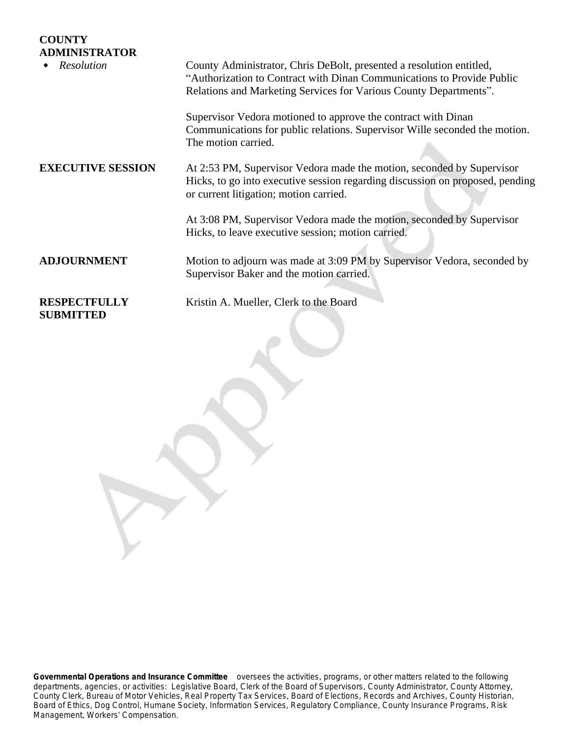**COUNTY ADMINISTRATOR**

- *Resolution*

County Administrator, Chris DeBolt, presented a resolution entitled, "Authorization to Contract with Dinan Communications to Provide Public Relations and Marketing Services for Various County Departments".

Supervisor Vedora motioned to approve the contract with Dinan Communications for public relations. Supervisor Wille seconded the motion. The motion carried.

**EXECUTIVE SESSION**

At 2:53 PM, Supervisor Vedora made the motion, seconded by Supervisor Hicks, to go into executive session regarding discussion on proposed, pending or current litigation; motion carried.

At 3:08 PM, Supervisor Vedora made the motion, seconded by Supervisor Hicks, to leave executive session; motion carried.

**ADJOURNMENT**

Motion to adjourn was made at 3:09 PM by Supervisor Vedora, seconded by Supervisor Baker and the motion carried.

**RESPECTFULLY SUBMITTED**

Kristin A. Mueller, Clerk to the Board

**Governmental Operations and Insurance Committee** oversees the activities, programs, or other matters related to the following departments, agencies, or activities: Legislative Board, Clerk of the Board of Supervisors, County Administrator, County Attorney, County Clerk, Bureau of Motor Vehicles, Real Property Tax Services, Board of Elections, Records and Archives, County Historian, Board of Ethics, Dog Control, Humane Society, Information Services, Regulatory Compliance, County Insurance Programs, Risk Management, Workers' Compensation.